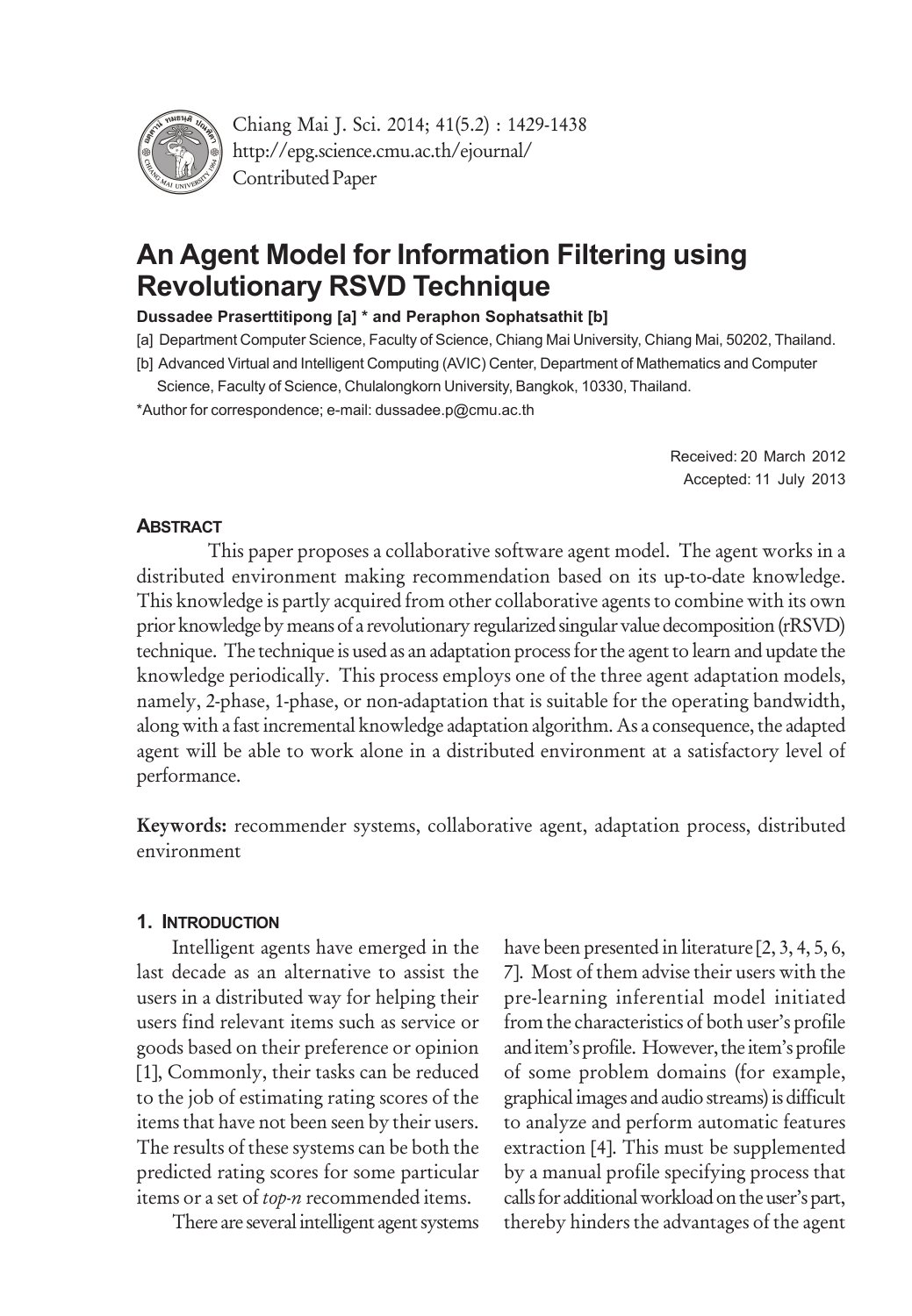Contributed Paper

# An Agent Model for Information Filtering using Revolutionary RSVD Technique

**Dussadee Praserttitipong [a] * and Peraphon Sophatsathit [b]**

[a] Department Computer Science, Faculty of Science, Chiang Mai University, Chiang Mai, 50202, Thailand.

[b] Advanced Virtual and Intelligent Computing (AVIC) Center, Department of Mathematics and Computer Science, Faculty of Science, Chulalongkorn University, Bangkok, 10330, Thailand.

*Author for correspondence; e-mail: dussadee.p@cmu.ac.th

Received: 20 March 2012
Accepted: 11 July 2013

## Abstract

This paper proposes a collaborative software agent model. The agent works in a distributed environment making recommendation based on its up-to-date knowledge. This knowledge is partly acquired from other collaborative agents to combine with its own prior knowledge by means of a revolutionary regularized singular value decomposition (rRSVD) technique. The technique is used as an adaptation process for the agent to learn and update the knowledge periodically. This process employs one of the three agent adaptation models, namely, 2-phase, 1-phase, or non-adaptation that is suitable for the operating bandwidth, along with a fast incremental knowledge adaptation algorithm. As a consequence, the adapted agent will be able to work alone in a distributed environment at a satisfactory level of performance.

**Keywords:** recommender systems, collaborative agent, adaptation process, distributed environment

## 1. Introduction

Intelligent agents have emerged in the last decade as an alternative to assist the users in a distributed way for helping their users find relevant items such as service or goods based on their preference or opinion [1], Commonly, their tasks can be reduced to the job of estimating rating scores of the items that have not been seen by their users. The results of these systems can be both the predicted rating scores for some particular items or a set of *top-n* recommended items.

There are several intelligent agent systems have been presented in literature [2, 3, 4, 5, 6, 7]. Most of them advise their users with the pre-learning inferential model initiated from the characteristics of both user's profile and item's profile. However, the item's profile of some problem domains (for example, graphical images and audio streams) is difficult to analyze and perform automatic features extraction [4]. This must be supplemented by a manual profile specifying process that calls for additional workload on the user's part, thereby hinders the advantages of the agent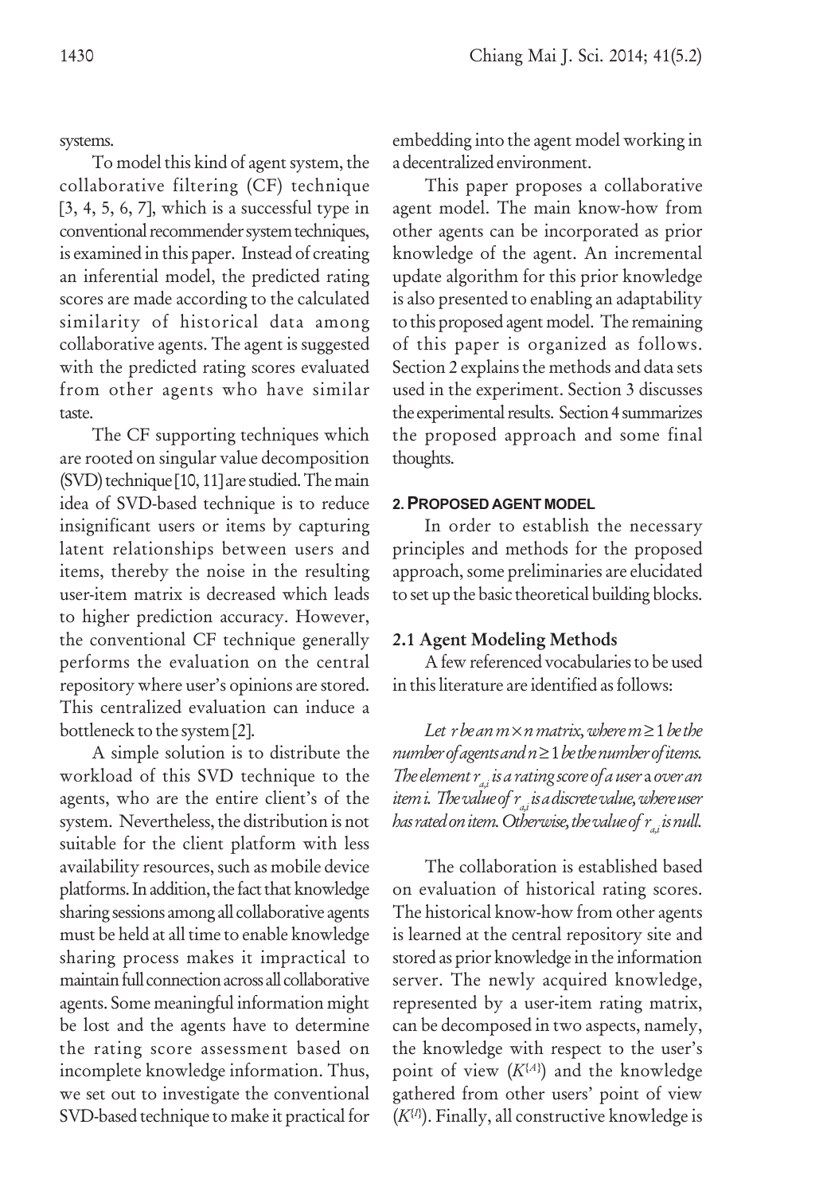systems.

To model this kind of agent system, the collaborative filtering (CF) technique [3, 4, 5, 6, 7], which is a successful type in conventional recommender system techniques, is examined in this paper. Instead of creating an inferential model, the predicted rating scores are made according to the calculated similarity of historical data among collaborative agents. The agent is suggested with the predicted rating scores evaluated from other agents who have similar taste.

The CF supporting techniques which are rooted on singular value decomposition (SVD) technique [10, 11] are studied. The main idea of SVD-based technique is to reduce insignificant users or items by capturing latent relationships between users and items, thereby the noise in the resulting user-item matrix is decreased which leads to higher prediction accuracy. However, the conventional CF technique generally performs the evaluation on the central repository where user's opinions are stored. This centralized evaluation can induce a bottleneck to the system [2].

A simple solution is to distribute the workload of this SVD technique to the agents, who are the entire client's of the system. Nevertheless, the distribution is not suitable for the client platform with less availability resources, such as mobile device platforms. In addition, the fact that knowledge sharing sessions among all collaborative agents must be held at all time to enable knowledge sharing process makes it impractical to maintain full connection across all collaborative agents. Some meaningful information might be lost and the agents have to determine the rating score assessment based on incomplete knowledge information. Thus, we set out to investigate the conventional SVD-based technique to make it practical for embedding into the agent model working in a decentralized environment.

This paper proposes a collaborative agent model. The main know-how from other agents can be incorporated as prior knowledge of the agent. An incremental update algorithm for this prior knowledge is also presented to enabling an adaptability to this proposed agent model. The remaining of this paper is organized as follows. Section 2 explains the methods and data sets used in the experiment. Section 3 discusses the experimental results. Section 4 summarizes the proposed approach and some final thoughts.

## 2. PROPOSED AGENT MODEL

In order to establish the necessary principles and methods for the proposed approach, some preliminaries are elucidated to set up the basic theoretical building blocks.

### 2.1 Agent Modeling Methods

A few referenced vocabularies to be used in this literature are identified as follows:

*Let $r$ be an $m \times n$ matrix, where $m \geq 1$ be the number of agents and $n \geq 1$ be the number of items. The element $r_{a,i}$ is a rating score of a user $a$ over an item $i$. The value of $r_{a,i}$ is a discrete value, where user has rated on item. Otherwise, the value of $r_{a,i}$ is null.*

The collaboration is established based on evaluation of historical rating scores. The historical know-how from other agents is learned at the central repository site and stored as prior knowledge in the information server. The newly acquired knowledge, represented by a user-item rating matrix, can be decomposed in two aspects, namely, the knowledge with respect to the user's point of view ($K^{\{A\}}$) and the knowledge gathered from other users' point of view ($K^{\{I\}}$). Finally, all constructive knowledge is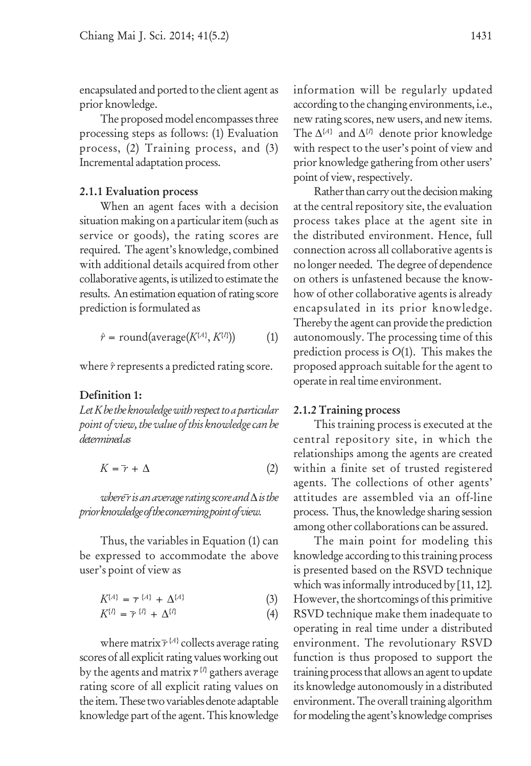encapsulated and ported to the client agent as prior knowledge.

The proposed model encompasses three processing steps as follows: (1) Evaluation process, (2) Training process, and (3) Incremental adaptation process.

### 2.1.1 Evaluation process

When an agent faces with a decision situation making on a particular item (such as service or goods), the rating scores are required. The agent's knowledge, combined with additional details acquired from other collaborative agents, is utilized to estimate the results. An estimation equation of rating score prediction is formulated as

$$\hat{r} = \text{round}(\text{average}(K^{\{A\}}, K^{\{I\}})) \tag{1}$$

where $\hat{r}$ represents a predicted rating score.

**Definition 1:**

*Let K be the knowledge with respect to a particular point of view, the value of this knowledge can be determined as*

$$K = \bar{r} + \Delta \tag{2}$$

*where $\bar{r}$ is an average rating score and $\Delta$ is the prior knowledge of the concerning point of view.*

Thus, the variables in Equation (1) can be expressed to accommodate the above user's point of view as

$$K^{\{A\}} = \bar{r}^{\{A\}} + \Delta^{\{A\}} \tag{3}$$

$$K^{\{I\}} = \bar{r}^{\{I\}} + \Delta^{\{I\}} \tag{4}$$

where matrix $\bar{r}^{\{A\}}$ collects average rating scores of all explicit rating values working out by the agents and matrix $\bar{r}^{\{I\}}$ gathers average rating score of all explicit rating values on the item. These two variables denote adaptable knowledge part of the agent. This knowledge information will be regularly updated according to the changing environments, i.e., new rating scores, new users, and new items. The $\Delta^{\{A\}}$ and $\Delta^{\{I\}}$ denote prior knowledge with respect to the user's point of view and prior knowledge gathering from other users' point of view, respectively.

Rather than carry out the decision making at the central repository site, the evaluation process takes place at the agent site in the distributed environment. Hence, full connection across all collaborative agents is no longer needed. The degree of dependence on others is unfastened because the know-how of other collaborative agents is already encapsulated in its prior knowledge. Thereby the agent can provide the prediction autonomously. The processing time of this prediction process is $O(1)$. This makes the proposed approach suitable for the agent to operate in real time environment.

### 2.1.2 Training process

This training process is executed at the central repository site, in which the relationships among the agents are created within a finite set of trusted registered agents. The collections of other agents' attitudes are assembled via an off-line process. Thus, the knowledge sharing session among other collaborations can be assured.

The main point for modeling this knowledge according to this training process is presented based on the RSVD technique which was informally introduced by [11, 12]. However, the shortcomings of this primitive RSVD technique make them inadequate to operating in real time under a distributed environment. The revolutionary RSVD function is thus proposed to support the training process that allows an agent to update its knowledge autonomously in a distributed environment. The overall training algorithm for modeling the agent's knowledge comprises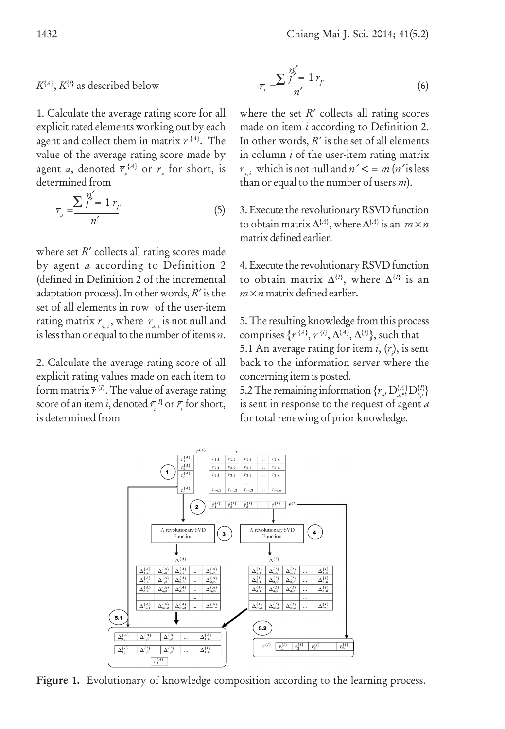$K^{\{A\}}$, $K^{\{I\}}$ as described below

1. Calculate the average rating score for all explicit rated elements working out by each agent and collect them in matrix $\bar{r}^{\{A\}}$. The value of the average rating score made by agent $a$, denoted $\bar{r}_a^{\{A\}}$ or $\bar{r}_a$ for short, is determined from

$$\bar{r}_a = \frac{\sum_{j'=1}^{n'} r_{j'}}{n'} \tag{5}$$

where set $R'$ collects all rating scores made by agent $a$ according to Definition 2 (defined in Definition 2 of the incremental adaptation process). In other words, $R'$ is the set of all elements in row of the user-item rating matrix $r_{a,i}$, where $r_{a,i}$ is not null and is less than or equal to the number of items $n$.

2. Calculate the average rating score of all explicit rating values made on each item to form matrix $\bar{r}^{\{I\}}$. The value of average rating score of an item $i$, denoted $\bar{r}_i^{\{I\}}$ or $\bar{r}_i$ for short, is determined from

$$\bar{r}_i = \frac{\sum_{j'=1}^{n'} r_{j'}}{n'} \tag{6}$$

where the set $R'$ collects all rating scores made on item $i$ according to Definition 2. In other words, $R'$ is the set of all elements in column $i$ of the user-item rating matrix $r_{a,i}$ which is not null and $n' <= m$ ($n'$ is less than or equal to the number of users $m$).

3. Execute the revolutionary RSVD function to obtain matrix $\Delta^{\{A\}}$, where $\Delta^{\{A\}}$ is an $m \times n$ matrix defined earlier.

4. Execute the revolutionary RSVD function to obtain matrix $\Delta^{\{I\}}$, where $\Delta^{\{I\}}$ is an $m \times n$ matrix defined earlier.

5. The resulting knowledge from this process comprises $\{r^{\{A\}}, r^{\{I\}}, \Delta^{\{A\}}, \Delta^{\{I\}}\}$, such that

5.1 An average rating for item $i$, $(\bar{r}_i)$, is sent back to the information server where the concerning item is posted.

5.2 The remaining information $\{\bar{r}_a, D_{a,*}^{\{A\}} D_{*,i}^{\{I\}}\}$ is sent in response to the request of agent $a$ for total renewing of prior knowledge.

**Figure 1.** Evolutionary of knowledge composition according to the learning process.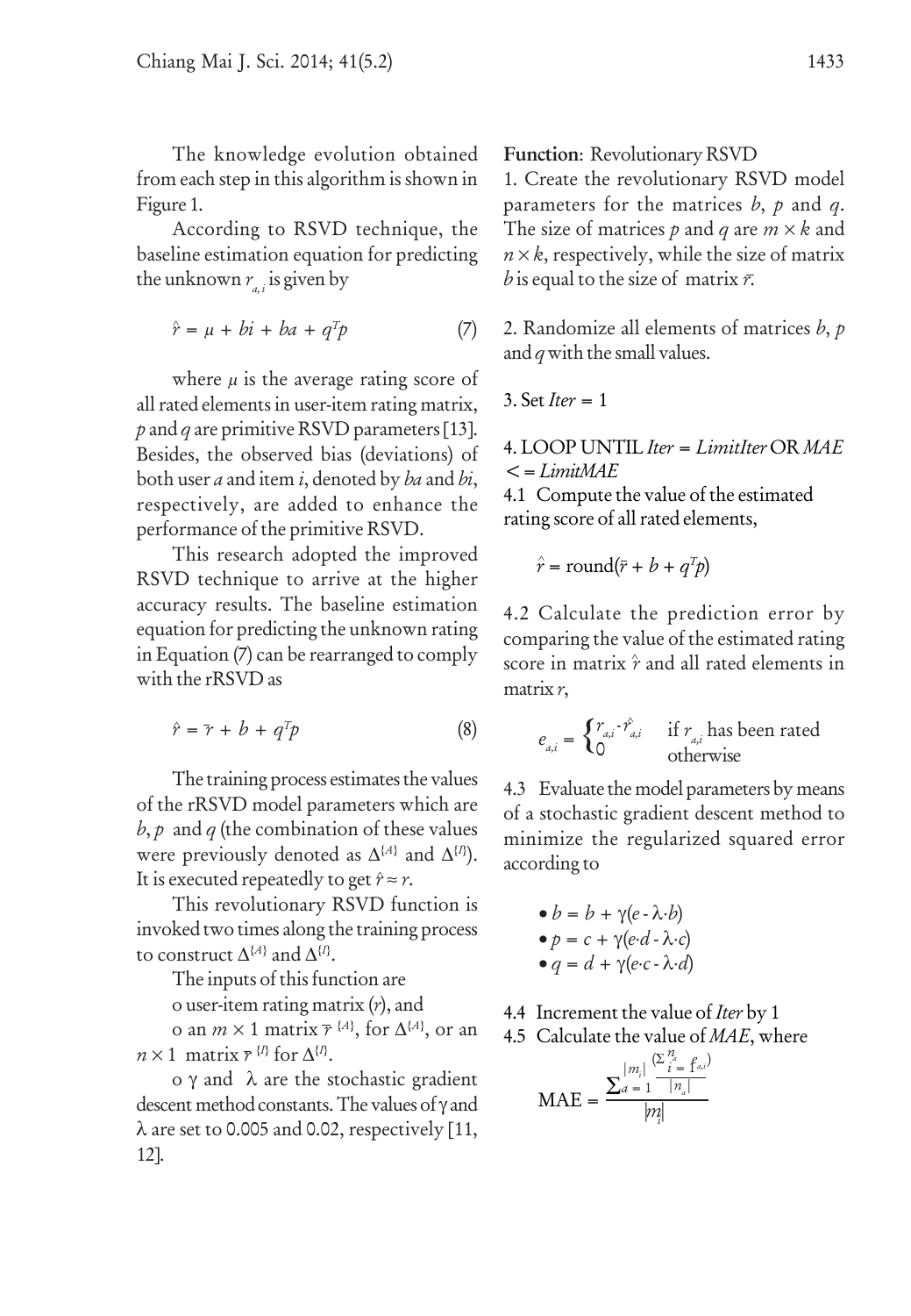The knowledge evolution obtained from each step in this algorithm is shown in Figure 1.

According to RSVD technique, the baseline estimation equation for predicting the unknown $r_{a,i}$ is given by

$$\hat{r} = \mu + bi + ba + q^T p \qquad (7)$$

where $\mu$ is the average rating score of all rated elements in user-item rating matrix, $p$ and $q$ are primitive RSVD parameters [13]. Besides, the observed bias (deviations) of both user $a$ and item $i$, denoted by $ba$ and $bi$, respectively, are added to enhance the performance of the primitive RSVD.

This research adopted the improved RSVD technique to arrive at the higher accuracy results. The baseline estimation equation for predicting the unknown rating in Equation (7) can be rearranged to comply with the rRSVD as

$$\hat{r} = \bar{r} + b + q^T p \qquad (8)$$

The training process estimates the values of the rRSVD model parameters which are $b$, $p$ and $q$ (the combination of these values were previously denoted as $\Delta^{\{A\}}$ and $\Delta^{\{I\}}$). It is executed repeatedly to get $\hat{r} \approx r$.

This revolutionary RSVD function is invoked two times along the training process to construct $\Delta^{\{A\}}$ and $\Delta^{\{I\}}$.

The inputs of this function are

o user-item rating matrix ($r$), and

o an $m \times 1$ matrix $\bar{r}^{\{A\}}$, for $\Delta^{\{A\}}$, or an $n \times 1$ matrix $\bar{r}^{\{I\}}$ for $\Delta^{\{I\}}$.

o $\gamma$ and $\lambda$ are the stochastic gradient descent method constants. The values of $\gamma$ and $\lambda$ are set to 0.005 and 0.02, respectively [11, 12].

**Function**: Revolutionary RSVD

1. Create the revolutionary RSVD model parameters for the matrices $b$, $p$ and $q$. The size of matrices $p$ and $q$ are $m \times k$ and $n \times k$, respectively, while the size of matrix $b$ is equal to the size of matrix $\bar{r}$.

2. Randomize all elements of matrices $b$, $p$ and $q$ with the small values.

3. Set $Iter = 1$

4. LOOP UNTIL $Iter = LimitIter$ OR $MAE <= LimitMAE$

4.1 Compute the value of the estimated rating score of all rated elements,

$$\hat{r} = \text{round}(\bar{r} + b + q^T p)$$

4.2 Calculate the prediction error by comparing the value of the estimated rating score in matrix $\hat{r}$ and all rated elements in matrix $r$,

$$e_{a,i} = \begin{cases} r_{a,i} - \hat{r}_{a,i} & \text{if } r_{a,i} \text{ has been rated} \\ 0 & \text{otherwise} \end{cases}$$

4.3 Evaluate the model parameters by means of a stochastic gradient descent method to minimize the regularized squared error according to

- $b = b + \gamma(e - \lambda \cdot b)$
- $p = c + \gamma(e \cdot d - \lambda \cdot c)$
- $q = d + \gamma(e \cdot c - \lambda \cdot d)$

4.4 Increment the value of $Iter$ by 1

4.5 Calculate the value of $MAE$, where

$$\text{MAE} = \frac{\sum_{a=1}^{|m_i|} \frac{(\Sigma_{i=1}^{n_a} f_{a,i})}{|n_a|}}{|m_i|}$$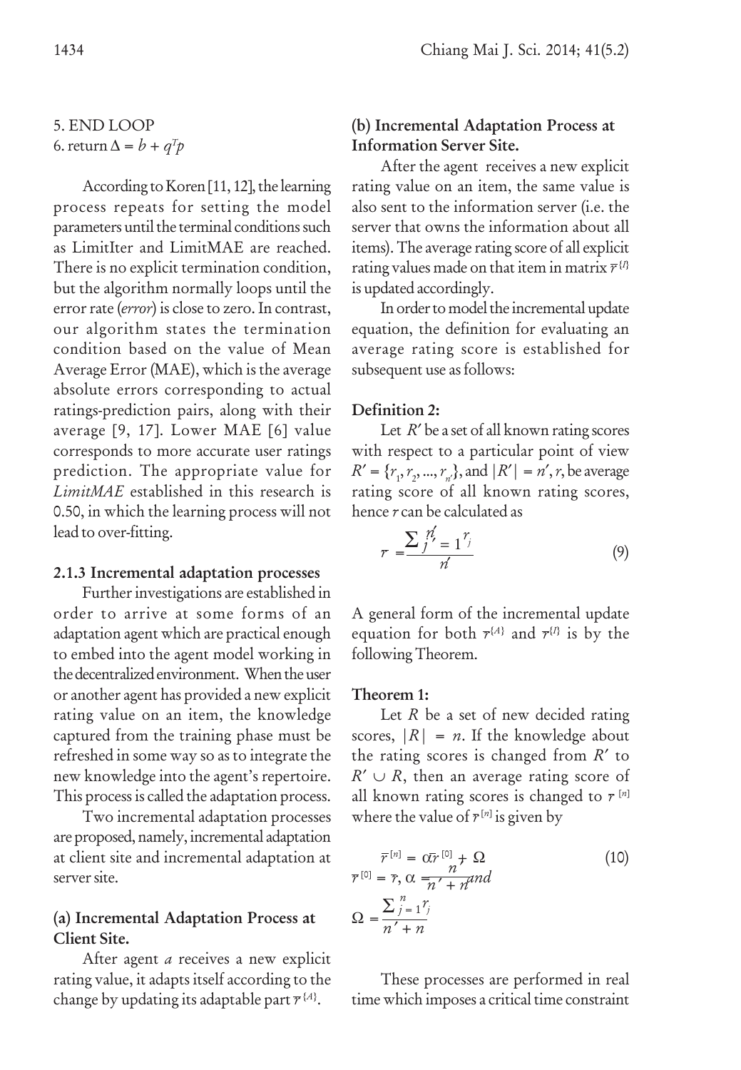5. END LOOP

6. return $\Delta = b + q^T p$

According to Koren [11, 12], the learning process repeats for setting the model parameters until the terminal conditions such as LimitIter and LimitMAE are reached. There is no explicit termination condition, but the algorithm normally loops until the error rate (*error*) is close to zero. In contrast, our algorithm states the termination condition based on the value of Mean Average Error (MAE), which is the average absolute errors corresponding to actual ratings-prediction pairs, along with their average [9, 17]. Lower MAE [6] value corresponds to more accurate user ratings prediction. The appropriate value for *LimitMAE* established in this research is 0.50, in which the learning process will not lead to over-fitting.

### 2.1.3 Incremental adaptation processes

Further investigations are established in order to arrive at some forms of an adaptation agent which are practical enough to embed into the agent model working in the decentralized environment. When the user or another agent has provided a new explicit rating value on an item, the knowledge captured from the training phase must be refreshed in some way so as to integrate the new knowledge into the agent's repertoire. This process is called the adaptation process.

Two incremental adaptation processes are proposed, namely, incremental adaptation at client site and incremental adaptation at server site.

#### (a) Incremental Adaptation Process at Client Site.

After agent *a* receives a new explicit rating value, it adapts itself according to the change by updating its adaptable part $\bar{r}^{\{A\}}$.

#### (b) Incremental Adaptation Process at Information Server Site.

After the agent receives a new explicit rating value on an item, the same value is also sent to the information server (i.e. the server that owns the information about all items). The average rating score of all explicit rating values made on that item in matrix $\bar{r}^{\{I\}}$ is updated accordingly.

In order to model the incremental update equation, the definition for evaluating an average rating score is established for subsequent use as follows:

**Definition 2:**

Let $R'$ be a set of all known rating scores with respect to a particular point of view $R' = \{r_1, r_2, ..., r_{n'}\}$, and $|R'| = n'$, $\bar{r}$, be average rating score of all known rating scores, hence $\bar{r}$ can be calculated as

$$\bar{r} = \frac{\sum_{j=1}^{n'} r_j}{n'} \tag{9}$$

A general form of the incremental update equation for both $\bar{r}^{\{A\}}$ and $\bar{r}^{\{I\}}$ is by the following Theorem.

**Theorem 1:**

Let $R$ be a set of new decided rating scores, $|R| = n$. If the knowledge about the rating scores is changed from $R'$ to $R' \cup R$, then an average rating score of all known rating scores is changed to $\bar{r}^{[n]}$ where the value of $\bar{r}^{[n]}$ is given by

$$\bar{r}^{[n]} = \alpha \bar{r}^{[0]} + \Omega \tag{10}$$

$$\bar{r}^{[0]} = \bar{r},\ \alpha = \frac{n}{n' + n}\ and$$

$$\Omega = \frac{\sum_{j=1}^{n} r_j}{n' + n}$$

These processes are performed in real time which imposes a critical time constraint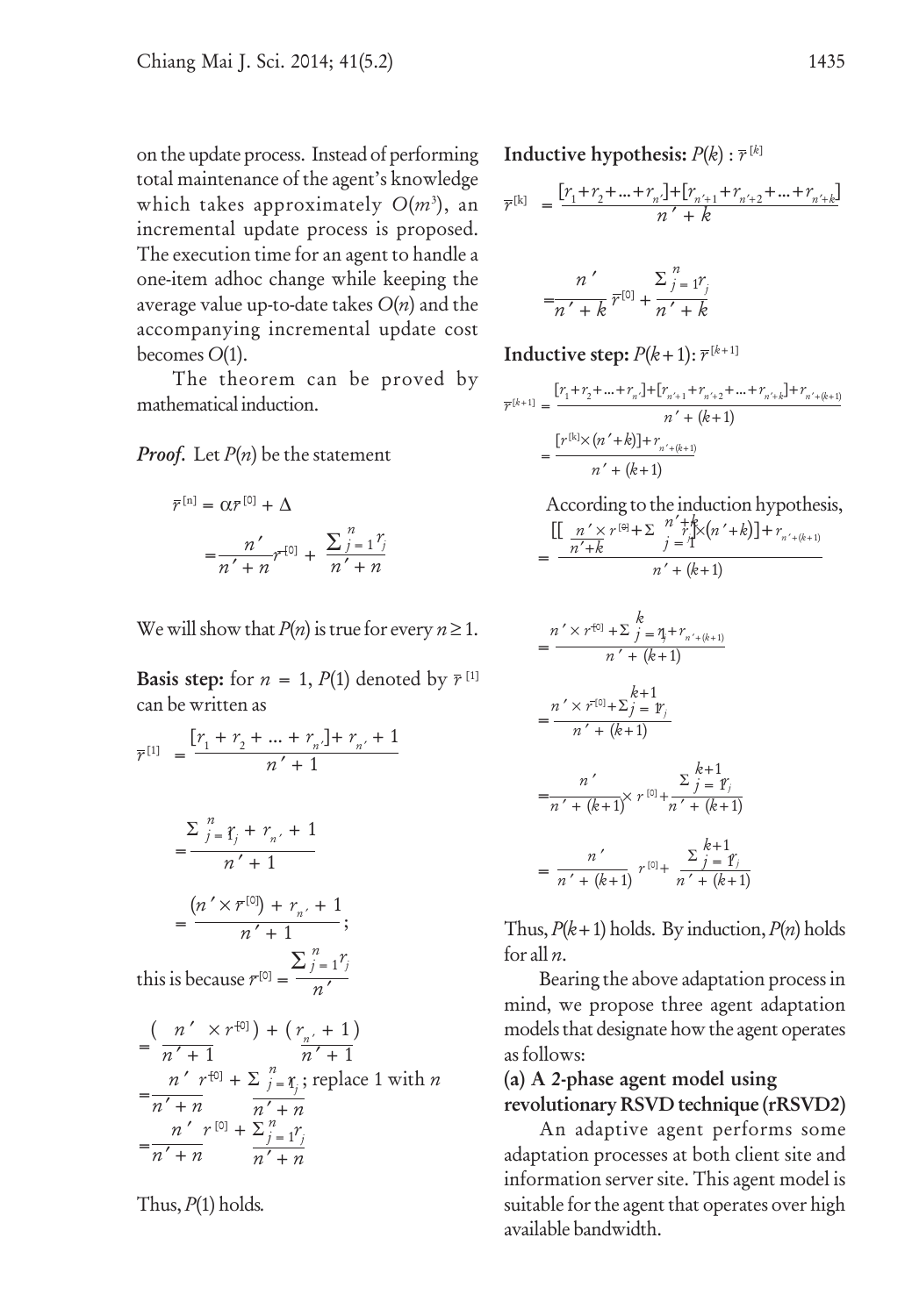on the update process. Instead of performing total maintenance of the agent's knowledge which takes approximately $O(m^3)$, an incremental update process is proposed. The execution time for an agent to handle a one-item adhoc change while keeping the average value up-to-date takes $O(n)$ and the accompanying incremental update cost becomes $O(1)$.

The theorem can be proved by mathematical induction.

***Proof.*** Let $P(n)$ be the statement

$$\bar{r}^{[n]} = \alpha \bar{r}^{[0]} + \Delta$$

$$= \frac{n'}{n'+n} r^{[0]} + \frac{\sum_{j=1}^{n} r_j}{n'+n}$$

We will show that $P(n)$ is true for every $n \geq 1$.

**Basis step:** for $n = 1$, $P(1)$ denoted by $\bar{r}^{[1]}$ can be written as

$$\bar{r}^{[1]} = \frac{[r_1 + r_2 + \ldots + r_{n'}] + r_{n'} + 1}{n' + 1}$$

$$= \frac{\sum_{j=1}^{n} r_j + r_{n'} + 1}{n' + 1}$$

$$= \frac{(n' \times \bar{r}^{[0]}) + r_{n'} + 1}{n' + 1};$$

this is because $\bar{r}^{[0]} = \dfrac{\sum_{j=1}^{n} r_j}{n'}$

$$= \frac{(n' \times r^{[0]})}{n'+1} + \frac{(r_{n'} + 1)}{n'+1}$$

$$= \frac{n' \; r^{[0]}}{n'+n} + \frac{\sum_{j=1}^{n} r_j}{n'+n}; \text{ replace 1 with } n$$

$$= \frac{n' \; r^{[0]}}{n'+n} + \frac{\sum_{j=1}^{n} r_j}{n'+n}$$

Thus, $P(1)$ holds.

**Inductive hypothesis:** $P(k) : \bar{r}^{[k]}$

$$\bar{r}^{[k]} = \frac{[r_1 + r_2 + \ldots + r_{n'}] + [r_{n'+1} + r_{n'+2} + \ldots + r_{n'+k}]}{n' + k}$$

$$= \frac{n'}{n'+k} \bar{r}^{[0]} + \frac{\sum_{j=1}^{n} r_j}{n'+k}$$

**Inductive step:** $P(k+1)$: $\bar{r}^{[k+1]}$

$$\bar{r}^{[k+1]} = \frac{[r_1 + r_2 + \ldots + r_{n'}] + [r_{n'+1} + r_{n'+2} + \ldots + r_{n'+k}] + r_{n'+(k+1)}}{n' + (k+1)}$$

$$= \frac{[r^{[k]} \times (n'+k)] + r_{n'+(k+1)}}{n' + (k+1)}$$

According to the induction hypothesis,

$$= \frac{\left[\left[\dfrac{n' \times r^{[0]} + \sum_{j=1}^{n'+k} r_j}{n'+k}\right] \times (n'+k)\right] + r_{n'+(k+1)}}{n' + (k+1)}$$

$$= \frac{n' \times r^{[0]} + \sum_{j=1}^{k} r_j + r_{n'+(k+1)}}{n' + (k+1)}$$

$$= \frac{n' \times r^{[0]} + \sum_{j=1}^{k+1} r_j}{n' + (k+1)}$$

$$= \frac{n'}{n' + (k+1)} \times r^{[0]} + \frac{\sum_{j=1}^{k+1} r_j}{n' + (k+1)}$$

$$= \frac{n'}{n' + (k+1)} \; r^{[0]} + \frac{\sum_{j=1}^{k+1} r_j}{n' + (k+1)}$$

Thus, $P(k+1)$ holds. By induction, $P(n)$ holds for all $n$.

Bearing the above adaptation process in mind, we propose three agent adaptation models that designate how the agent operates as follows:

### (a) A 2-phase agent model using revolutionary RSVD technique (rRSVD2)

An adaptive agent performs some adaptation processes at both client site and information server site. This agent model is suitable for the agent that operates over high available bandwidth.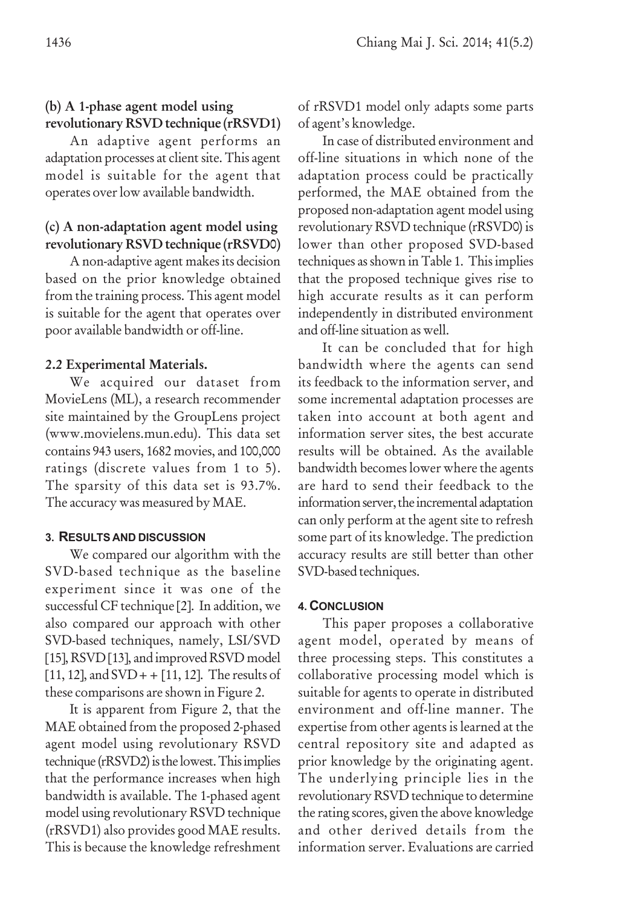**(b) A 1-phase agent model using revolutionary RSVD technique (rRSVD1)**

An adaptive agent performs an adaptation processes at client site. This agent model is suitable for the agent that operates over low available bandwidth.

**(c) A non-adaptation agent model using revolutionary RSVD technique (rRSVD0)**

A non-adaptive agent makes its decision based on the prior knowledge obtained from the training process. This agent model is suitable for the agent that operates over poor available bandwidth or off-line.

### 2.2 Experimental Materials.

We acquired our dataset from MovieLens (ML), a research recommender site maintained by the GroupLens project (www.movielens.mun.edu). This data set contains 943 users, 1682 movies, and 100,000 ratings (discrete values from 1 to 5). The sparsity of this data set is 93.7%. The accuracy was measured by MAE.

## 3. RESULTS AND DISCUSSION

We compared our algorithm with the SVD-based technique as the baseline experiment since it was one of the successful CF technique [2]. In addition, we also compared our approach with other SVD-based techniques, namely, LSI/SVD [15], RSVD [13], and improved RSVD model [11, 12], and SVD++ [11, 12]. The results of these comparisons are shown in Figure 2.

It is apparent from Figure 2, that the MAE obtained from the proposed 2-phased agent model using revolutionary RSVD technique (rRSVD2) is the lowest. This implies that the performance increases when high bandwidth is available. The 1-phased agent model using revolutionary RSVD technique (rRSVD1) also provides good MAE results. This is because the knowledge refreshment of rRSVD1 model only adapts some parts of agent's knowledge.

In case of distributed environment and off-line situations in which none of the adaptation process could be practically performed, the MAE obtained from the proposed non-adaptation agent model using revolutionary RSVD technique (rRSVD0) is lower than other proposed SVD-based techniques as shown in Table 1. This implies that the proposed technique gives rise to high accurate results as it can perform independently in distributed environment and off-line situation as well.

It can be concluded that for high bandwidth where the agents can send its feedback to the information server, and some incremental adaptation processes are taken into account at both agent and information server sites, the best accurate results will be obtained. As the available bandwidth becomes lower where the agents are hard to send their feedback to the information server, the incremental adaptation can only perform at the agent site to refresh some part of its knowledge. The prediction accuracy results are still better than other SVD-based techniques.

## 4. CONCLUSION

This paper proposes a collaborative agent model, operated by means of three processing steps. This constitutes a collaborative processing model which is suitable for agents to operate in distributed environment and off-line manner. The expertise from other agents is learned at the central repository site and adapted as prior knowledge by the originating agent. The underlying principle lies in the revolutionary RSVD technique to determine the rating scores, given the above knowledge and other derived details from the information server. Evaluations are carried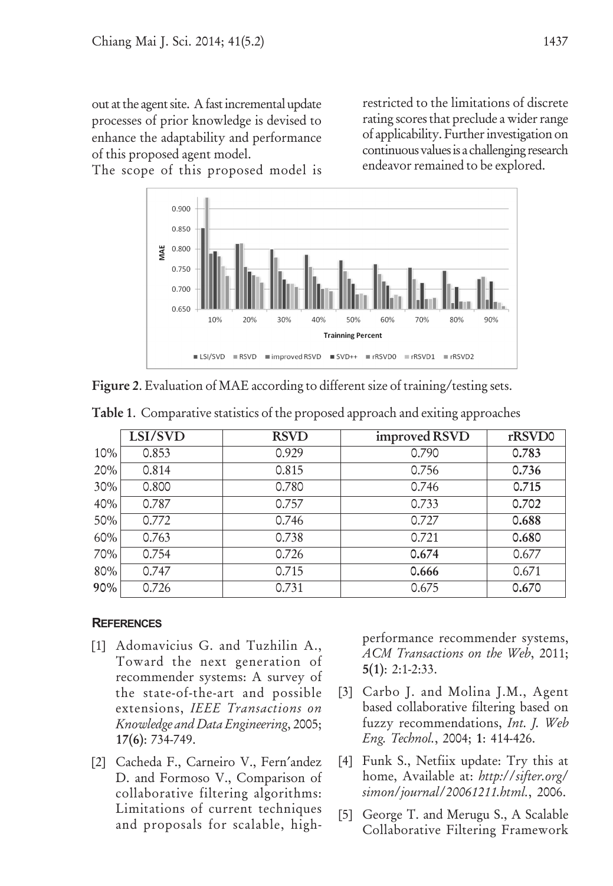out at the agent site. A fast incremental update processes of prior knowledge is devised to enhance the adaptability and performance of this proposed agent model.

The scope of this proposed model is restricted to the limitations of discrete rating scores that preclude a wider range of applicability. Further investigation on continuous values is a challenging research endeavor remained to be explored.

**Figure 2.** Evaluation of MAE according to different size of training/testing sets.

**Table 1.** Comparative statistics of the proposed approach and exiting approaches

| | LSI/SVD | RSVD | improved RSVD | rRSVD0 |
|---|---|---|---|---|
| 10% | 0.853 | 0.929 | 0.790 | **0.783** |
| 20% | 0.814 | 0.815 | 0.756 | **0.736** |
| 30% | 0.800 | 0.780 | 0.746 | **0.715** |
| 40% | 0.787 | 0.757 | 0.733 | **0.702** |
| 50% | 0.772 | 0.746 | 0.727 | **0.688** |
| 60% | 0.763 | 0.738 | 0.721 | **0.680** |
| 70% | 0.754 | 0.726 | **0.674** | 0.677 |
| 80% | 0.747 | 0.715 | **0.666** | 0.671 |
| **90%** | 0.726 | 0.731 | 0.675 | **0.670** |

## REFERENCES

[1] Adomavicius G. and Tuzhilin A., Toward the next generation of recommender systems: A survey of the state-of-the-art and possible extensions, *IEEE Transactions on Knowledge and Data Engineering*, 2005; **17(6)**: 734-749.

[2] Cacheda F., Carneiro V., Fern′andez D. and Formoso V., Comparison of collaborative filtering algorithms: Limitations of current techniques and proposals for scalable, high-performance recommender systems, *ACM Transactions on the Web*, 2011; **5(1)**: 2:1-2:33.

[3] Carbo J. and Molina J.M., Agent based collaborative filtering based on fuzzy recommendations, *Int. J. Web Eng. Technol.*, 2004; **1**: 414-426.

[4] Funk S., Netfiix update: Try this at home, Available at: *http://sifter.org/simon/journal/20061211.html.*, 2006.

[5] George T. and Merugu S., A Scalable Collaborative Filtering Framework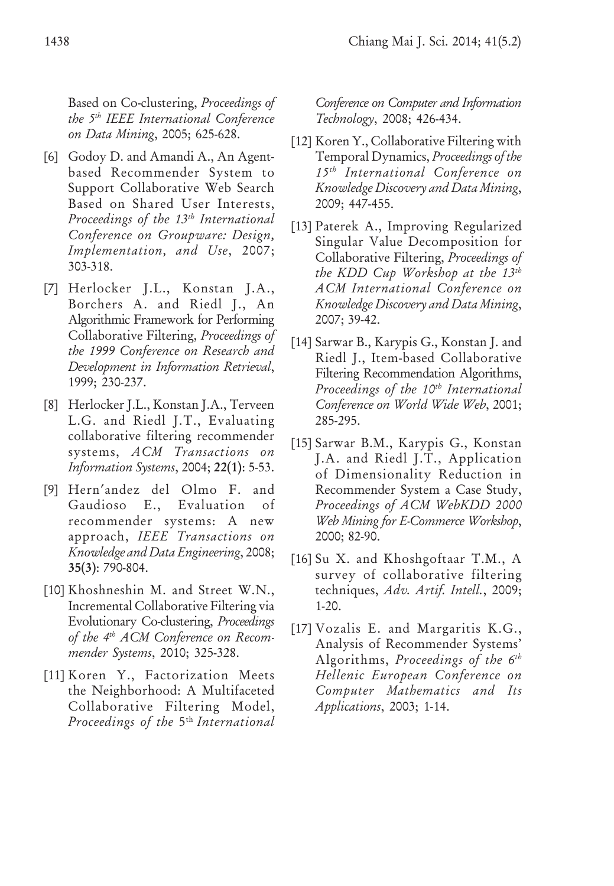Based on Co-clustering, *Proceedings of the 5th IEEE International Conference on Data Mining*, 2005; 625-628.

[6] Godoy D. and Amandi A., An Agent-based Recommender System to Support Collaborative Web Search Based on Shared User Interests, *Proceedings of the 13th International Conference on Groupware: Design, Implementation, and Use*, 2007; 303-318.

[7] Herlocker J.L., Konstan J.A., Borchers A. and Riedl J., An Algorithmic Framework for Performing Collaborative Filtering, *Proceedings of the 1999 Conference on Research and Development in Information Retrieval*, 1999; 230-237.

[8] Herlocker J.L., Konstan J.A., Terveen L.G. and Riedl J.T., Evaluating collaborative filtering recommender systems, *ACM Transactions on Information Systems*, 2004; **22(1)**: 5-53.

[9] Hern′andez del Olmo F. and Gaudioso E., Evaluation of recommender systems: A new approach, *IEEE Transactions on Knowledge and Data Engineering*, 2008; **35(3)**: 790-804.

[10] Khoshneshin M. and Street W.N., Incremental Collaborative Filtering via Evolutionary Co-clustering, *Proceedings of the 4th ACM Conference on Recommender Systems*, 2010; 325-328.

[11] Koren Y., Factorization Meets the Neighborhood: A Multifaceted Collaborative Filtering Model, *Proceedings of the 5th International Conference on Computer and Information Technology*, 2008; 426-434.

[12] Koren Y., Collaborative Filtering with Temporal Dynamics, *Proceedings of the 15th International Conference on Knowledge Discovery and Data Mining*, 2009; 447-455.

[13] Paterek A., Improving Regularized Singular Value Decomposition for Collaborative Filtering, *Proceedings of the KDD Cup Workshop at the 13th ACM International Conference on Knowledge Discovery and Data Mining*, 2007; 39-42.

[14] Sarwar B., Karypis G., Konstan J. and Riedl J., Item-based Collaborative Filtering Recommendation Algorithms, *Proceedings of the 10th International Conference on World Wide Web*, 2001; 285-295.

[15] Sarwar B.M., Karypis G., Konstan J.A. and Riedl J.T., Application of Dimensionality Reduction in Recommender System a Case Study, *Proceedings of ACM WebKDD 2000 Web Mining for E-Commerce Workshop*, 2000; 82-90.

[16] Su X. and Khoshgoftaar T.M., A survey of collaborative filtering techniques, *Adv. Artif. Intell.*, 2009; 1-20.

[17] Vozalis E. and Margaritis K.G., Analysis of Recommender Systems' Algorithms, *Proceedings of the 6th Hellenic European Conference on Computer Mathematics and Its Applications*, 2003; 1-14.